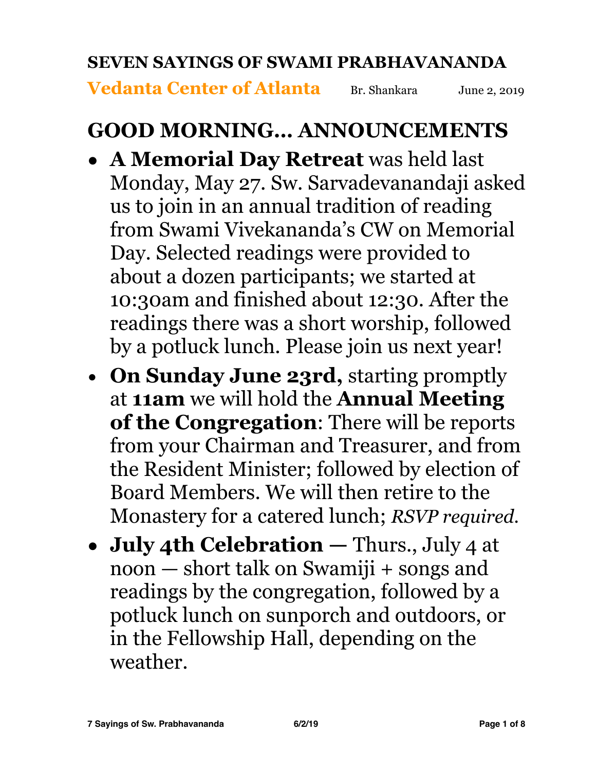# SEVEN SAYINGS OF SWAMI PRABHAVANANDA

**Vedanta Center of Atlanta** Br. Shankara June 2, 2019

## GOOD MORNING… ANNOUNCEMENTS

- **A Memorial Day Retreat** was held last Monday, May 27. Sw. Sarvadevanandaji asked us to join in an annual tradition of reading from Swami Vivekananda's CW on Memorial Day. Selected readings were provided to about a dozen participants; we started at 10:30am and finished about 12:30. After the readings there was a short worship, followed by a potluck lunch. Please join us next year!
- **On Sunday June 23rd,** starting promptly at **11am** we will hold the **Annual Meeting of the Congregation**: There will be reports from your Chairman and Treasurer, and from the Resident Minister; followed by election of Board Members. We will then retire to the Monastery for a catered lunch; *RSVP required.*
- **July 4th Celebration —** Thurs., July 4 at noon — short talk on Swamiji + songs and readings by the congregation, followed by a potluck lunch on sunporch and outdoors, or in the Fellowship Hall, depending on the weather.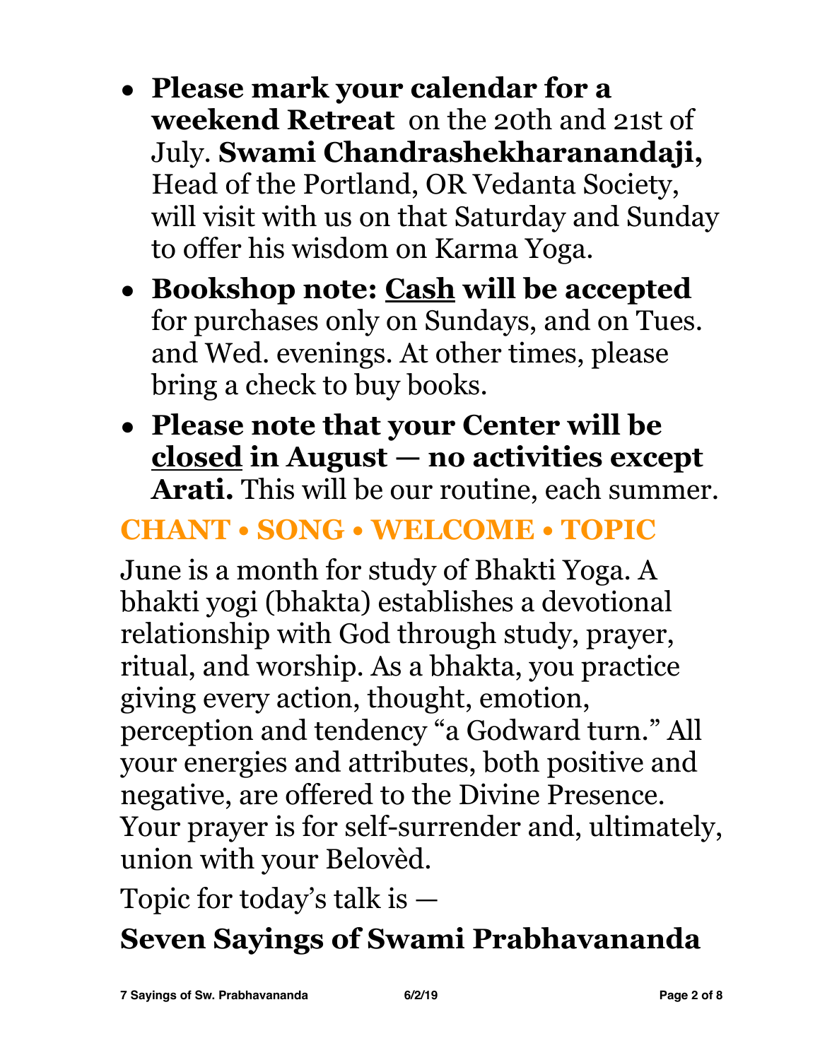- **Please mark your calendar for a weekend Retreat** on the 20th and 21st of July. **Swami Chandrashekharanandaji,** Head of the Portland, OR Vedanta Society, will visit with us on that Saturday and Sunday to offer his wisdom on Karma Yoga.
- **Bookshop note: Cash will be accepted** for purchases only on Sundays, and on Tues. and Wed. evenings. At other times, please bring a check to buy books.
- **Please note that your Center will be closed in August — no activities except Arati.** This will be our routine, each summer.

## CHANT • SONG • WELCOME • TOPIC

June is a month for study of Bhakti Yoga. A bhakti yogi (bhakta) establishes a devotional relationship with God through study, prayer, ritual, and worship. As a bhakta, you practice giving every action, thought, emotion, perception and tendency "a Godward turn." All your energies and attributes, both positive and negative, are offered to the Divine Presence. Your prayer is for self-surrender and, ultimately, union with your Belovèd.

Topic for today's talk is —

## Seven Sayings of Swami Prabhavananda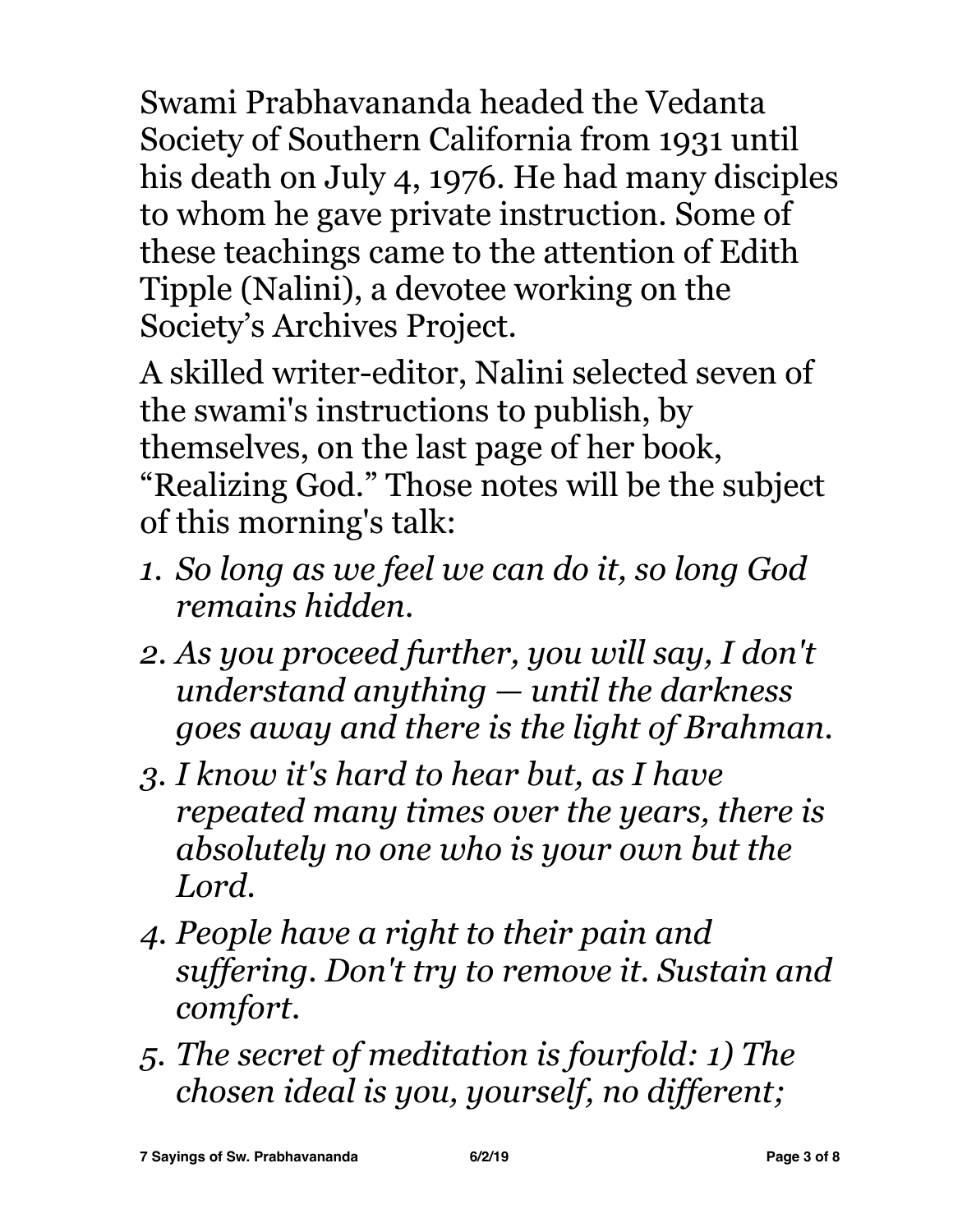Swami Prabhavananda headed the Vedanta Society of Southern California from 1931 until his death on July 4, 1976. He had many disciples to whom he gave private instruction. Some of these teachings came to the attention of Edith Tipple (Nalini), a devotee working on the Society's Archives Project.

A skilled writer-editor, Nalini selected seven of the swami's instructions to publish, by themselves, on the last page of her book, "Realizing God." Those notes will be the subject of this morning's talk:

1. *So long as we feel we can do it, so long God remains hidden.*
2. *As you proceed further, you will say, I don't understand anything — until the darkness goes away and there is the light of Brahman.*
3. *I know it's hard to hear but, as I have repeated many times over the years, there is absolutely no one who is your own but the Lord.*
4. *People have a right to their pain and suffering. Don't try to remove it. Sustain and comfort.*
5. *The secret of meditation is fourfold: 1) The chosen ideal is you, yourself, no different;*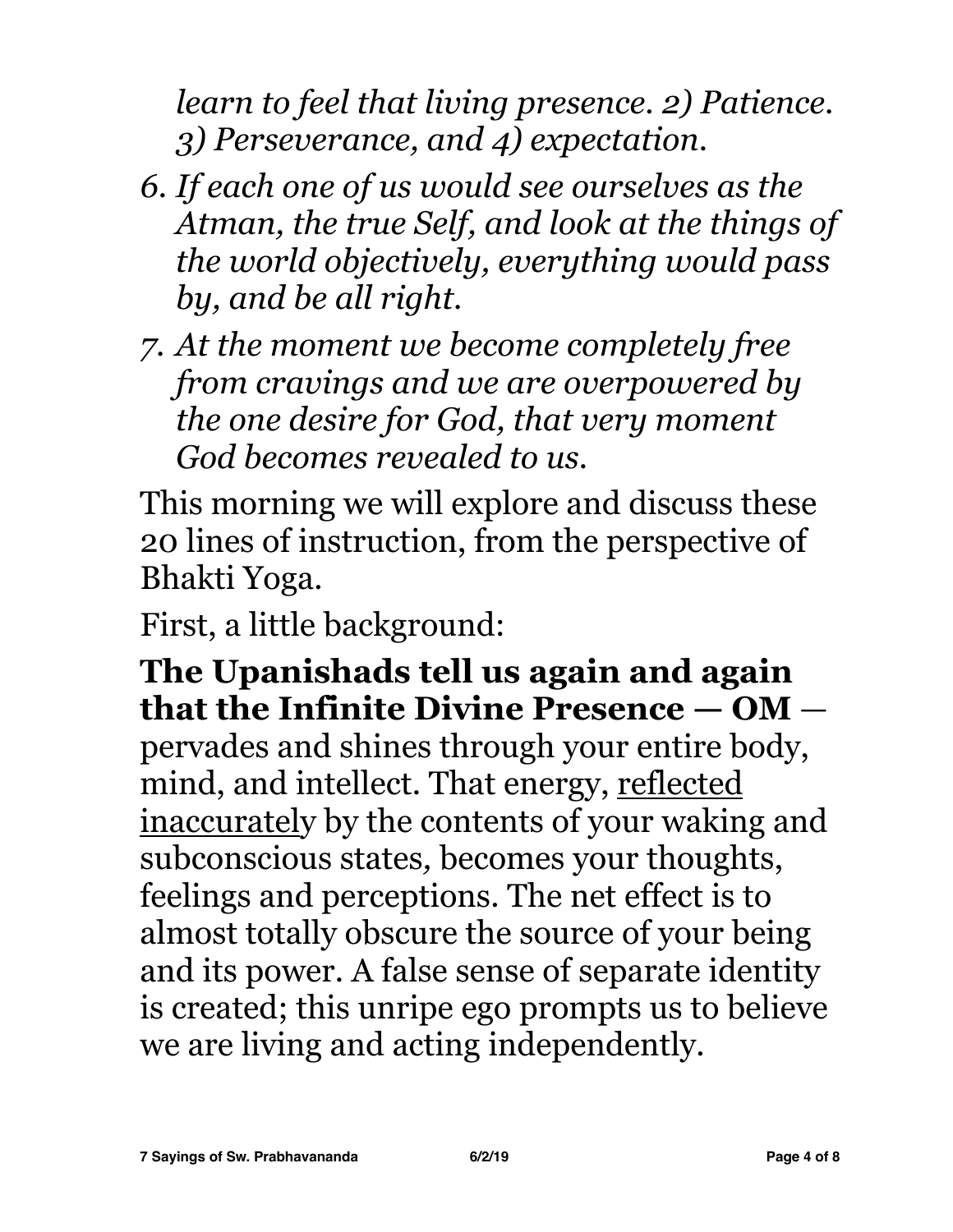*learn to feel that living presence. 2) Patience. 3) Perseverance, and 4) expectation.*

6. *If each one of us would see ourselves as the Atman, the true Self, and look at the things of the world objectively, everything would pass by, and be all right.*
7. *At the moment we become completely free from cravings and we are overpowered by the one desire for God, that very moment God becomes revealed to us.*

This morning we will explore and discuss these 20 lines of instruction, from the perspective of Bhakti Yoga.

First, a little background:

**The Upanishads tell us again and again that the Infinite Divine Presence — OM** — pervades and shines through your entire body, mind, and intellect. That energy, <u>reflected inaccurately</u> by the contents of your waking and subconscious states, becomes your thoughts, feelings and perceptions. The net effect is to almost totally obscure the source of your being and its power. A false sense of separate identity is created; this unripe ego prompts us to believe we are living and acting independently.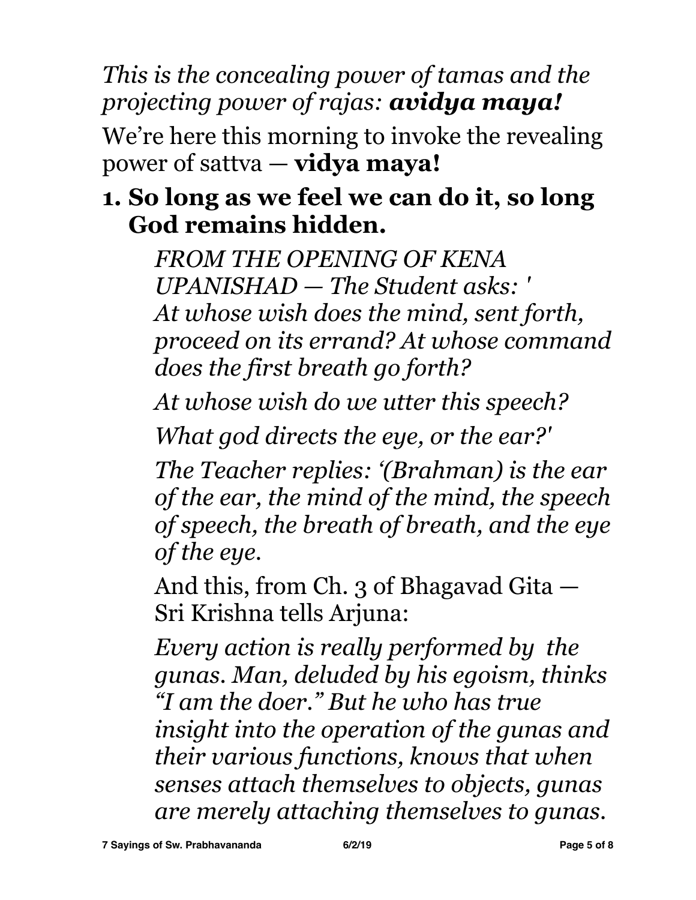*This is the concealing power of tamas and the projecting power of rajas:* ***avidya maya!***

We're here this morning to invoke the revealing power of sattva — **vidya maya!**

**1. So long as we feel we can do it, so long God remains hidden.**

*FROM THE OPENING OF KENA UPANISHAD — The Student asks: ' At whose wish does the mind, sent forth, proceed on its errand? At whose command does the first breath go forth?*

*At whose wish do we utter this speech?*

*What god directs the eye, or the ear?'*

*The Teacher replies: '(Brahman) is the ear of the ear, the mind of the mind, the speech of speech, the breath of breath, and the eye of the eye.*

And this, from Ch. 3 of Bhagavad Gita — Sri Krishna tells Arjuna:

*Every action is really performed by  the gunas. Man, deluded by his egoism, thinks "I am the doer." But he who has true insight into the operation of the gunas and their various functions, knows that when senses attach themselves to objects, gunas are merely attaching themselves to gunas.*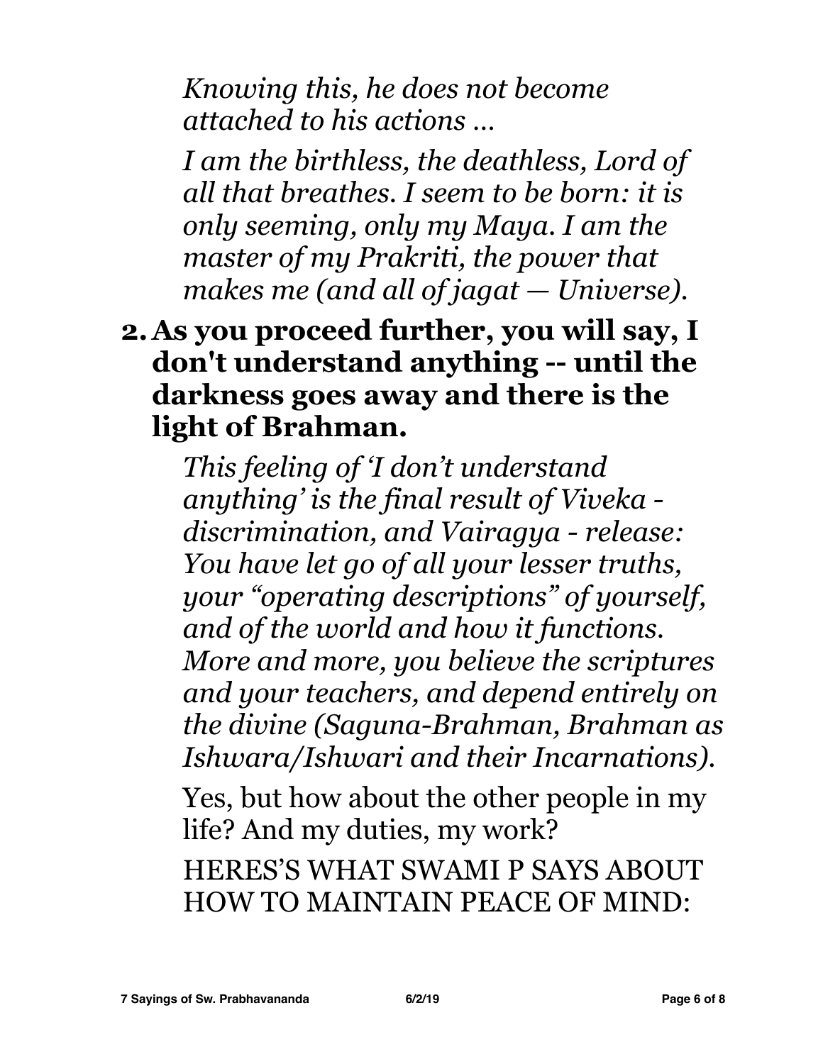*Knowing this, he does not become attached to his actions ...*

*I am the birthless, the deathless, Lord of all that breathes. I seem to be born: it is only seeming, only my Maya. I am the master of my Prakriti, the power that makes me (and all of jagat — Universe).*

2. **As you proceed further, you will say, I don't understand anything -- until the darkness goes away and there is the light of Brahman.**

   *This feeling of 'I don't understand anything' is the final result of Viveka - discrimination, and Vairagya - release: You have let go of all your lesser truths, your "operating descriptions" of yourself, and of the world and how it functions. More and more, you believe the scriptures and your teachers, and depend entirely on the divine (Saguna-Brahman, Brahman as Ishwara/Ishwari and their Incarnations).*

   Yes, but how about the other people in my life? And my duties, my work?

   HERES'S WHAT SWAMI P SAYS ABOUT HOW TO MAINTAIN PEACE OF MIND: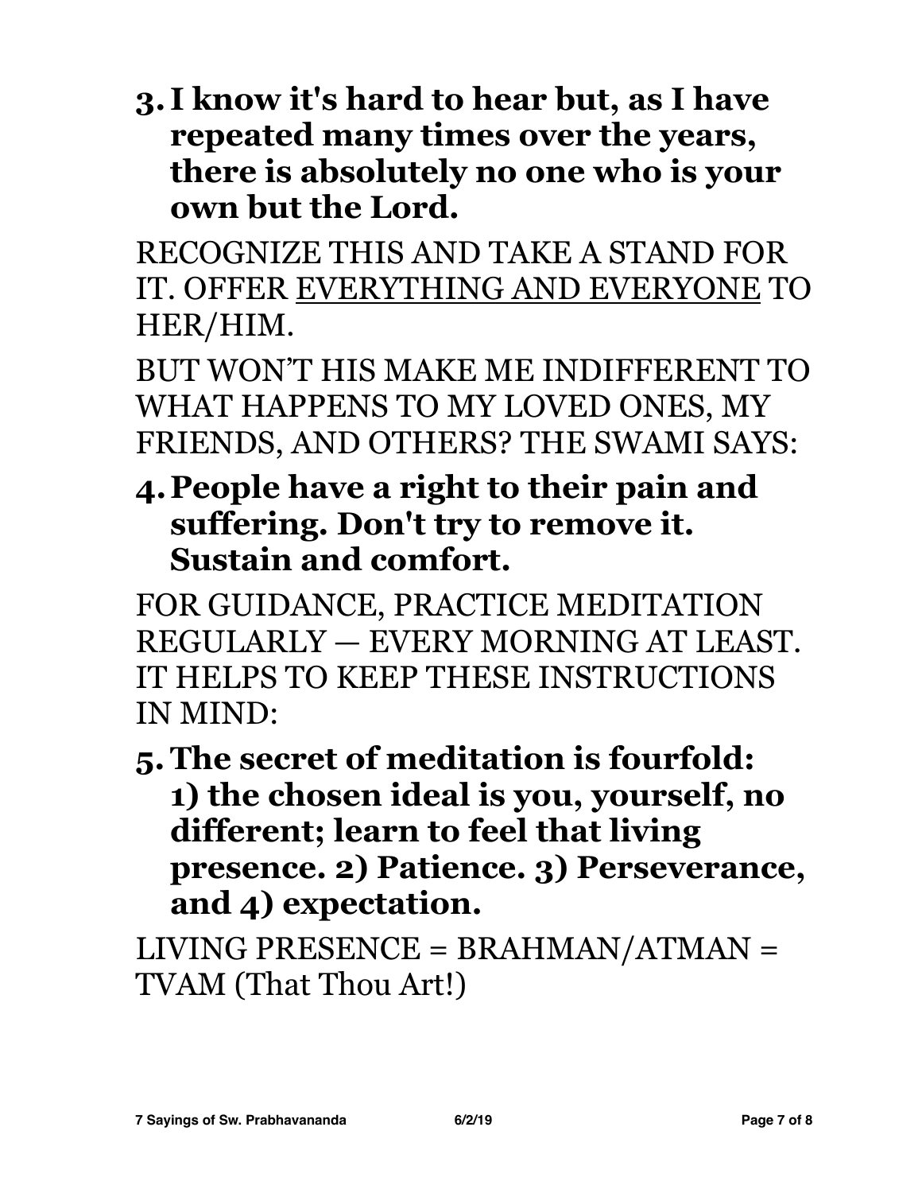3. **I know it's hard to hear but, as I have repeated many times over the years, there is absolutely no one who is your own but the Lord.**

RECOGNIZE THIS AND TAKE A STAND FOR IT. OFFER <u>EVERYTHING AND EVERYONE</u> TO HER/HIM.

BUT WON'T HIS MAKE ME INDIFFERENT TO WHAT HAPPENS TO MY LOVED ONES, MY FRIENDS, AND OTHERS? THE SWAMI SAYS:

4. **People have a right to their pain and suffering. Don't try to remove it. Sustain and comfort.**

FOR GUIDANCE, PRACTICE MEDITATION REGULARLY — EVERY MORNING AT LEAST. IT HELPS TO KEEP THESE INSTRUCTIONS IN MIND:

5. **The secret of meditation is fourfold: 1) the chosen ideal is you, yourself, no different; learn to feel that living presence. 2) Patience. 3) Perseverance, and 4) expectation.**

LIVING PRESENCE = BRAHMAN/ATMAN = TVAM (That Thou Art!)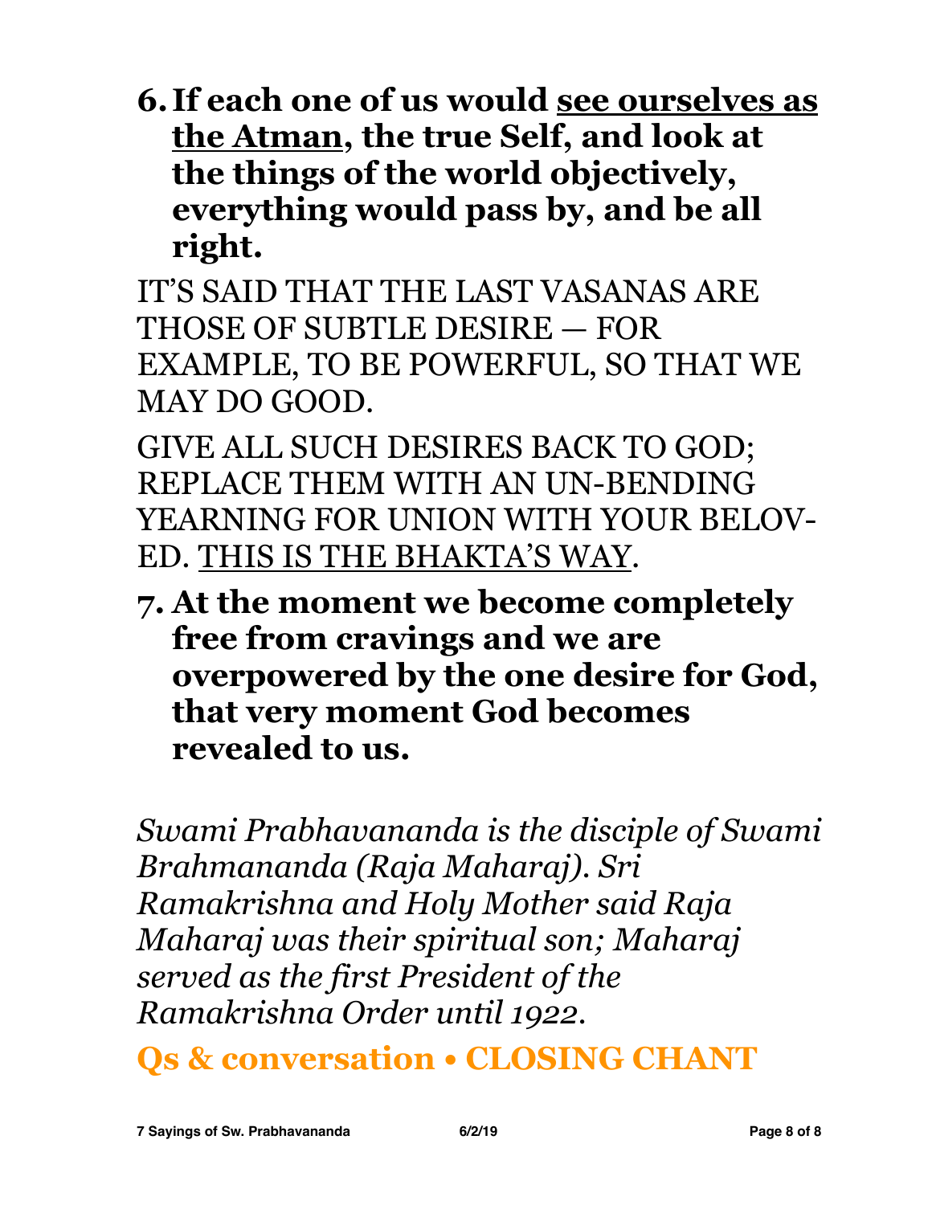6. **If each one of us would <u>see ourselves as the Atman</u>, the true Self, and look at the things of the world objectively, everything would pass by, and be all right.**

IT'S SAID THAT THE LAST VASANAS ARE THOSE OF SUBTLE DESIRE — FOR EXAMPLE, TO BE POWERFUL, SO THAT WE MAY DO GOOD.

GIVE ALL SUCH DESIRES BACK TO GOD; REPLACE THEM WITH AN UN-BENDING YEARNING FOR UNION WITH YOUR BELOVED. <u>THIS IS THE BHAKTA'S WAY</u>.

7. **At the moment we become completely free from cravings and we are overpowered by the one desire for God, that very moment God becomes revealed to us.**

*Swami Prabhavananda is the disciple of Swami Brahmananda (Raja Maharaj). Sri Ramakrishna and Holy Mother said Raja Maharaj was their spiritual son; Maharaj served as the first President of the Ramakrishna Order until 1922.*

**Qs & conversation • CLOSING CHANT**